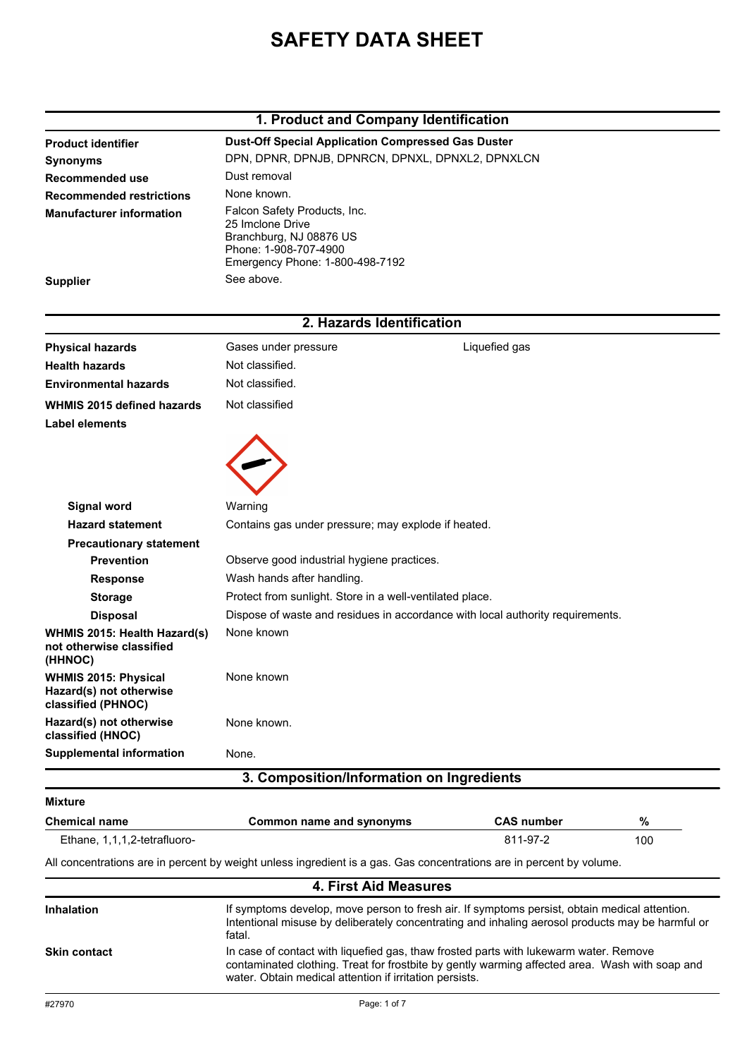# SAFETY DATA SHEET

## 1. Product and Company Identification

| | |
|---|---|
| **Product identifier** | **Dust-Off Special Application Compressed Gas Duster** |
| **Synonyms** | DPN, DPNR, DPNJB, DPNRCN, DPNXL, DPNXL2, DPNXLCN |
| **Recommended use** | Dust removal |
| **Recommended restrictions** | None known. |
| **Manufacturer information** | Falcon Safety Products, Inc.<br>25 Imclone Drive<br>Branchburg, NJ 08876 US<br>Phone: 1-908-707-4900<br>Emergency Phone: 1-800-498-7192 |
| **Supplier** | See above. |

## 2. Hazards Identification

| | | |
|---|---|---|
| **Physical hazards** | Gases under pressure | Liquefied gas |
| **Health hazards** | Not classified. | |
| **Environmental hazards** | Not classified. | |
| **WHMIS 2015 defined hazards** | Not classified | |

**Label elements**

| | |
|---|---|
| **Signal word** | Warning |
| **Hazard statement** | Contains gas under pressure; may explode if heated. |
| **Precautionary statement** | |
| **Prevention** | Observe good industrial hygiene practices. |
| **Response** | Wash hands after handling. |
| **Storage** | Protect from sunlight. Store in a well-ventilated place. |
| **Disposal** | Dispose of waste and residues in accordance with local authority requirements. |
| **WHMIS 2015: Health Hazard(s) not otherwise classified (HHNOC)** | None known |
| **WHMIS 2015: Physical Hazard(s) not otherwise classified (PHNOC)** | None known |
| **Hazard(s) not otherwise classified (HNOC)** | None known. |
| **Supplemental information** | None. |

## 3. Composition/Information on Ingredients

**Mixture**

| Chemical name | Common name and synonyms | CAS number | % |
|---|---|---|---|
| Ethane, 1,1,1,2-tetrafluoro- | | 811-97-2 | 100 |

All concentrations are in percent by weight unless ingredient is a gas. Gas concentrations are in percent by volume.

## 4. First Aid Measures

| | |
|---|---|
| **Inhalation** | If symptoms develop, move person to fresh air. If symptoms persist, obtain medical attention. Intentional misuse by deliberately concentrating and inhaling aerosol products may be harmful or fatal. |
| **Skin contact** | In case of contact with liquefied gas, thaw frosted parts with lukewarm water. Remove contaminated clothing. Treat for frostbite by gently warming affected area. Wash with soap and water. Obtain medical attention if irritation persists. |

#27970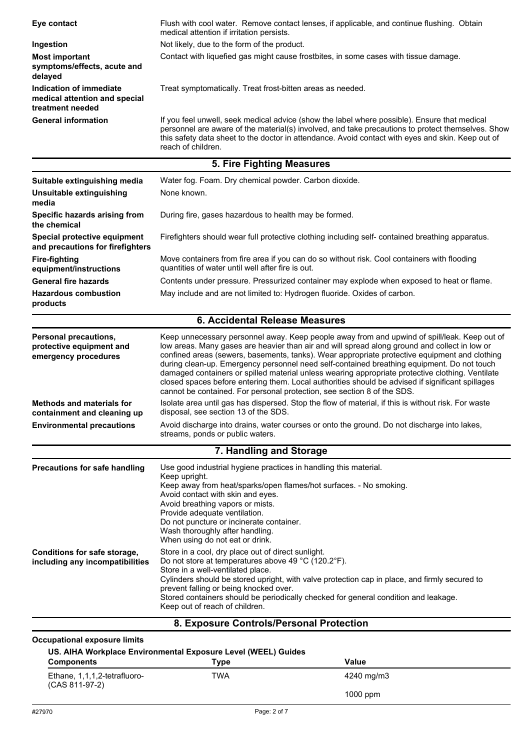| | |
|---|---|
| **Eye contact** | Flush with cool water. Remove contact lenses, if applicable, and continue flushing. Obtain medical attention if irritation persists. |
| **Ingestion** | Not likely, due to the form of the product. |
| **Most important symptoms/effects, acute and delayed** | Contact with liquefied gas might cause frostbites, in some cases with tissue damage. |
| **Indication of immediate medical attention and special treatment needed** | Treat symptomatically. Treat frost-bitten areas as needed. |
| **General information** | If you feel unwell, seek medical advice (show the label where possible). Ensure that medical personnel are aware of the material(s) involved, and take precautions to protect themselves. Show this safety data sheet to the doctor in attendance. Avoid contact with eyes and skin. Keep out of reach of children. |

## 5. Fire Fighting Measures

| | |
|---|---|
| **Suitable extinguishing media** | Water fog. Foam. Dry chemical powder. Carbon dioxide. |
| **Unsuitable extinguishing media** | None known. |
| **Specific hazards arising from the chemical** | During fire, gases hazardous to health may be formed. |
| **Special protective equipment and precautions for firefighters** | Firefighters should wear full protective clothing including self- contained breathing apparatus. |
| **Fire-fighting equipment/instructions** | Move containers from fire area if you can do so without risk. Cool containers with flooding quantities of water until well after fire is out. |
| **General fire hazards** | Contents under pressure. Pressurized container may explode when exposed to heat or flame. |
| **Hazardous combustion products** | May include and are not limited to: Hydrogen fluoride. Oxides of carbon. |

## 6. Accidental Release Measures

| | |
|---|---|
| **Personal precautions, protective equipment and emergency procedures** | Keep unnecessary personnel away. Keep people away from and upwind of spill/leak. Keep out of low areas. Many gases are heavier than air and will spread along ground and collect in low or confined areas (sewers, basements, tanks). Wear appropriate protective equipment and clothing during clean-up. Emergency personnel need self-contained breathing equipment. Do not touch damaged containers or spilled material unless wearing appropriate protective clothing. Ventilate closed spaces before entering them. Local authorities should be advised if significant spillages cannot be contained. For personal protection, see section 8 of the SDS. |
| **Methods and materials for containment and cleaning up** | Isolate area until gas has dispersed. Stop the flow of material, if this is without risk. For waste disposal, see section 13 of the SDS. |
| **Environmental precautions** | Avoid discharge into drains, water courses or onto the ground. Do not discharge into lakes, streams, ponds or public waters. |

## 7. Handling and Storage

| | |
|---|---|
| **Precautions for safe handling** | Use good industrial hygiene practices in handling this material.<br>Keep upright.<br>Keep away from heat/sparks/open flames/hot surfaces. - No smoking.<br>Avoid contact with skin and eyes.<br>Avoid breathing vapors or mists.<br>Provide adequate ventilation.<br>Do not puncture or incinerate container.<br>Wash thoroughly after handling.<br>When using do not eat or drink. |
| **Conditions for safe storage, including any incompatibilities** | Store in a cool, dry place out of direct sunlight.<br>Do not store at temperatures above 49 °C (120.2°F).<br>Store in a well-ventilated place.<br>Cylinders should be stored upright, with valve protection cap in place, and firmly secured to prevent falling or being knocked over.<br>Stored containers should be periodically checked for general condition and leakage.<br>Keep out of reach of children. |

## 8. Exposure Controls/Personal Protection

**Occupational exposure limits**

**US. AIHA Workplace Environmental Exposure Level (WEEL) Guides**

| Components | Type | Value |
|---|---|---|
| Ethane, 1,1,1,2-tetrafluoro- (CAS 811-97-2) | TWA | 4240 mg/m3 |
| | | 1000 ppm |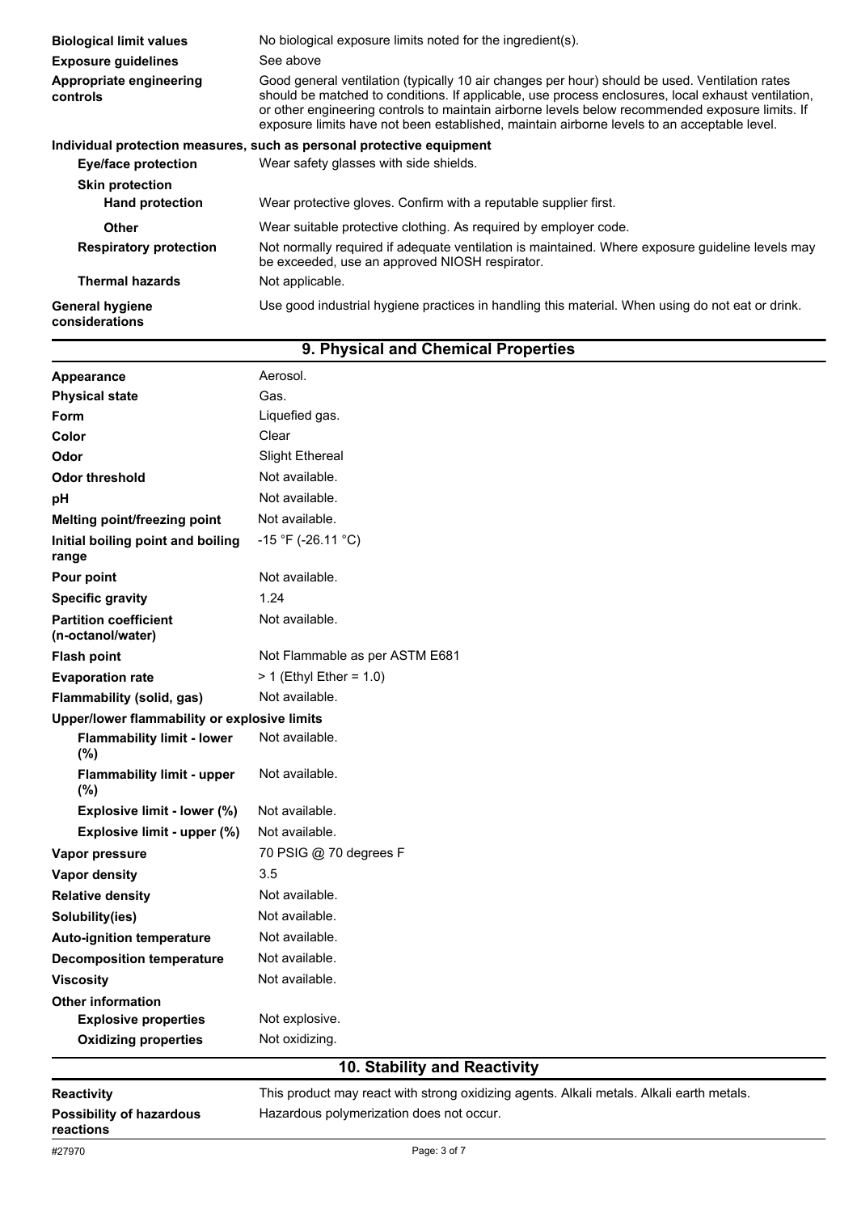| | |
|---|---|
| **Biological limit values** | No biological exposure limits noted for the ingredient(s). |
| **Exposure guidelines** | See above |
| **Appropriate engineering controls** | Good general ventilation (typically 10 air changes per hour) should be used. Ventilation rates should be matched to conditions. If applicable, use process enclosures, local exhaust ventilation, or other engineering controls to maintain airborne levels below recommended exposure limits. If exposure limits have not been established, maintain airborne levels to an acceptable level. |

**Individual protection measures, such as personal protective equipment**

| | |
|---|---|
| **Eye/face protection** | Wear safety glasses with side shields. |
| **Skin protection** | |
| **Hand protection** | Wear protective gloves. Confirm with a reputable supplier first. |
| **Other** | Wear suitable protective clothing. As required by employer code. |
| **Respiratory protection** | Not normally required if adequate ventilation is maintained. Where exposure guideline levels may be exceeded, use an approved NIOSH respirator. |
| **Thermal hazards** | Not applicable. |
| **General hygiene considerations** | Use good industrial hygiene practices in handling this material. When using do not eat or drink. |

## 9. Physical and Chemical Properties

| | |
|---|---|
| **Appearance** | Aerosol. |
| **Physical state** | Gas. |
| **Form** | Liquefied gas. |
| **Color** | Clear |
| **Odor** | Slight Ethereal |
| **Odor threshold** | Not available. |
| **pH** | Not available. |
| **Melting point/freezing point** | Not available. |
| **Initial boiling point and boiling range** | -15 °F (-26.11 °C) |
| **Pour point** | Not available. |
| **Specific gravity** | 1.24 |
| **Partition coefficient (n-octanol/water)** | Not available. |
| **Flash point** | Not Flammable as per ASTM E681 |
| **Evaporation rate** | > 1 (Ethyl Ether = 1.0) |
| **Flammability (solid, gas)** | Not available. |
| **Upper/lower flammability or explosive limits** | |
| **Flammability limit - lower (%)** | Not available. |
| **Flammability limit - upper (%)** | Not available. |
| **Explosive limit - lower (%)** | Not available. |
| **Explosive limit - upper (%)** | Not available. |
| **Vapor pressure** | 70 PSIG @ 70 degrees F |
| **Vapor density** | 3.5 |
| **Relative density** | Not available. |
| **Solubility(ies)** | Not available. |
| **Auto-ignition temperature** | Not available. |
| **Decomposition temperature** | Not available. |
| **Viscosity** | Not available. |
| **Other information** | |
| **Explosive properties** | Not explosive. |
| **Oxidizing properties** | Not oxidizing. |

## 10. Stability and Reactivity

| | |
|---|---|
| **Reactivity** | This product may react with strong oxidizing agents. Alkali metals. Alkali earth metals. |
| **Possibility of hazardous reactions** | Hazardous polymerization does not occur. |

#27970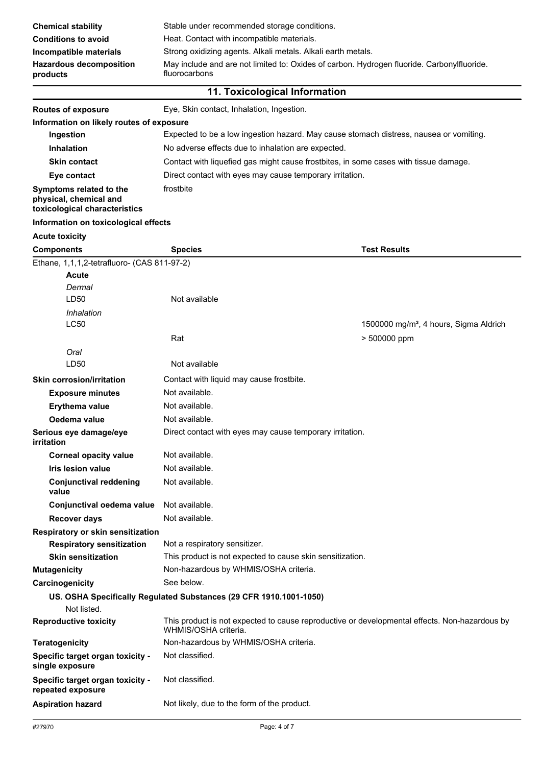| | |
|---|---|
| **Chemical stability** | Stable under recommended storage conditions. |
| **Conditions to avoid** | Heat. Contact with incompatible materials. |
| **Incompatible materials** | Strong oxidizing agents. Alkali metals. Alkali earth metals. |
| **Hazardous decomposition products** | May include and are not limited to: Oxides of carbon. Hydrogen fluoride. Carbonylfluoride. fluorocarbons |

## 11. Toxicological Information

| | |
|---|---|
| **Routes of exposure** | Eye, Skin contact, Inhalation, Ingestion. |

**Information on likely routes of exposure**

| | |
|---|---|
| **Ingestion** | Expected to be a low ingestion hazard. May cause stomach distress, nausea or vomiting. |
| **Inhalation** | No adverse effects due to inhalation are expected. |
| **Skin contact** | Contact with liquefied gas might cause frostbites, in some cases with tissue damage. |
| **Eye contact** | Direct contact with eyes may cause temporary irritation. |
| **Symptoms related to the physical, chemical and toxicological characteristics** | frostbite |

**Information on toxicological effects**

**Acute toxicity**

| Components | Species | Test Results |
|---|---|---|
| Ethane, 1,1,1,2-tetrafluoro- (CAS 811-97-2) | | |
| **Acute** | | |
| *Dermal* | | |
| LD50 | Not available | |
| *Inhalation* | | |
| LC50 | | 1500000 mg/m³, 4 hours, Sigma Aldrich |
| | Rat | > 500000 ppm |
| *Oral* | | |
| LD50 | Not available | |

| | |
|---|---|
| **Skin corrosion/irritation** | Contact with liquid may cause frostbite. |
| **Exposure minutes** | Not available. |
| **Erythema value** | Not available. |
| **Oedema value** | Not available. |
| **Serious eye damage/eye irritation** | Direct contact with eyes may cause temporary irritation. |
| **Corneal opacity value** | Not available. |
| **Iris lesion value** | Not available. |
| **Conjunctival reddening value** | Not available. |
| **Conjunctival oedema value** | Not available. |
| **Recover days** | Not available. |

**Respiratory or skin sensitization**

| | |
|---|---|
| **Respiratory sensitization** | Not a respiratory sensitizer. |
| **Skin sensitization** | This product is not expected to cause skin sensitization. |
| **Mutagenicity** | Non-hazardous by WHMIS/OSHA criteria. |
| **Carcinogenicity** | See below. |

**US. OSHA Specifically Regulated Substances (29 CFR 1910.1001-1050)**

Not listed.

| | |
|---|---|
| **Reproductive toxicity** | This product is not expected to cause reproductive or developmental effects. Non-hazardous by WHMIS/OSHA criteria. |
| **Teratogenicity** | Non-hazardous by WHMIS/OSHA criteria. |
| **Specific target organ toxicity - single exposure** | Not classified. |
| **Specific target organ toxicity - repeated exposure** | Not classified. |
| **Aspiration hazard** | Not likely, due to the form of the product. |

#27970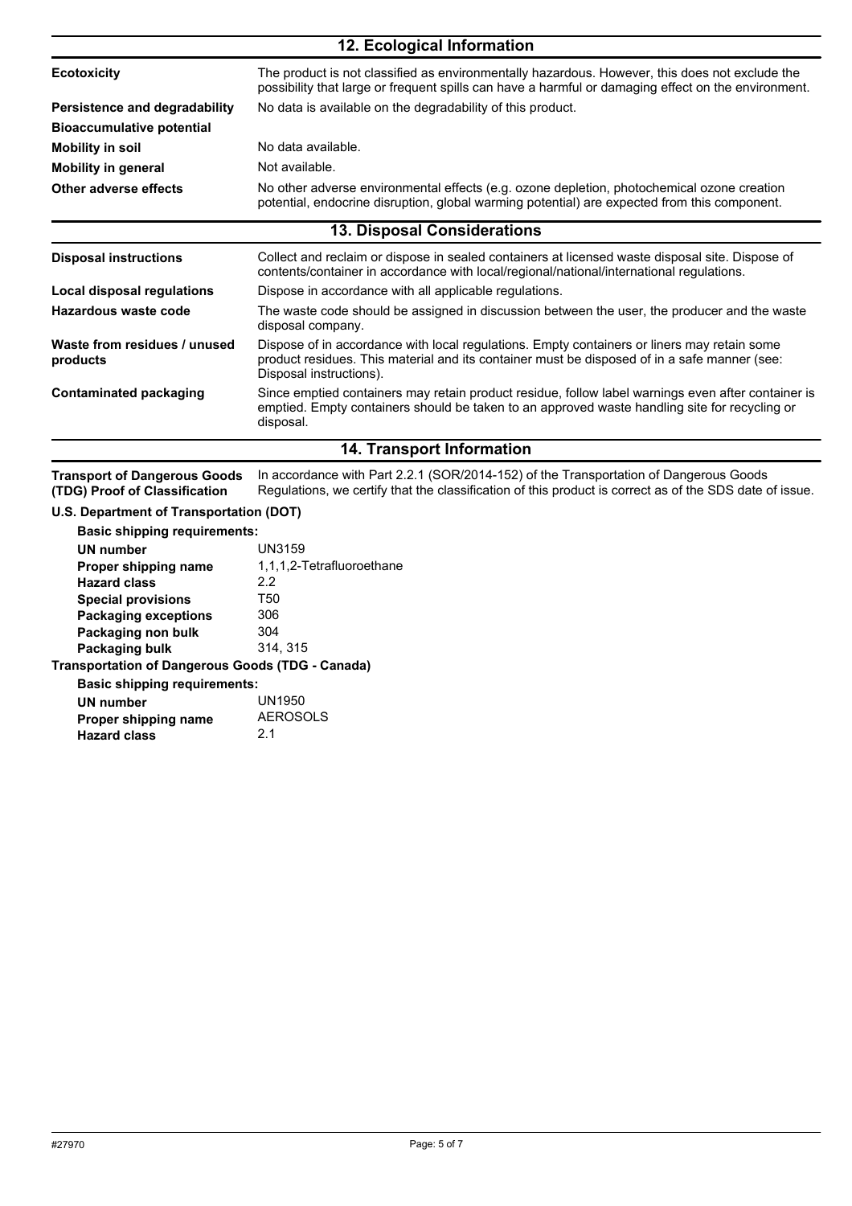## 12. Ecological Information

| | |
|---|---|
| **Ecotoxicity** | The product is not classified as environmentally hazardous. However, this does not exclude the possibility that large or frequent spills can have a harmful or damaging effect on the environment. |
| **Persistence and degradability** | No data is available on the degradability of this product. |
| **Bioaccumulative potential** | |
| **Mobility in soil** | No data available. |
| **Mobility in general** | Not available. |
| **Other adverse effects** | No other adverse environmental effects (e.g. ozone depletion, photochemical ozone creation potential, endocrine disruption, global warming potential) are expected from this component. |

## 13. Disposal Considerations

| | |
|---|---|
| **Disposal instructions** | Collect and reclaim or dispose in sealed containers at licensed waste disposal site. Dispose of contents/container in accordance with local/regional/national/international regulations. |
| **Local disposal regulations** | Dispose in accordance with all applicable regulations. |
| **Hazardous waste code** | The waste code should be assigned in discussion between the user, the producer and the waste disposal company. |
| **Waste from residues / unused products** | Dispose of in accordance with local regulations. Empty containers or liners may retain some product residues. This material and its container must be disposed of in a safe manner (see: Disposal instructions). |
| **Contaminated packaging** | Since emptied containers may retain product residue, follow label warnings even after container is emptied. Empty containers should be taken to an approved waste handling site for recycling or disposal. |

## 14. Transport Information

**Transport of Dangerous Goods (TDG) Proof of Classification**: In accordance with Part 2.2.1 (SOR/2014-152) of the Transportation of Dangerous Goods Regulations, we certify that the classification of this product is correct as of the SDS date of issue.

**U.S. Department of Transportation (DOT)**

**Basic shipping requirements:**

| | |
|---|---|
| **UN number** | UN3159 |
| **Proper shipping name** | 1,1,1,2-Tetrafluoroethane |
| **Hazard class** | 2.2 |
| **Special provisions** | T50 |
| **Packaging exceptions** | 306 |
| **Packaging non bulk** | 304 |
| **Packaging bulk** | 314, 315 |

**Transportation of Dangerous Goods (TDG - Canada)**

**Basic shipping requirements:**

| | |
|---|---|
| **UN number** | UN1950 |
| **Proper shipping name** | AEROSOLS |
| **Hazard class** | 2.1 |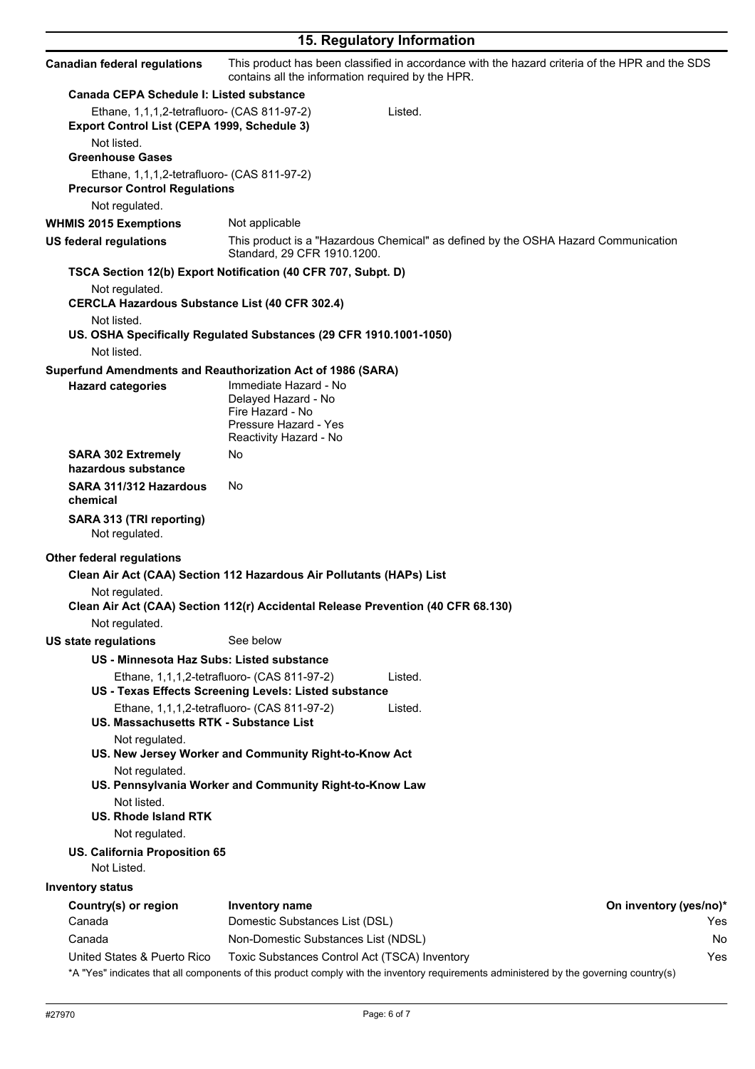## 15. Regulatory Information

**Canadian federal regulations** — This product has been classified in accordance with the hazard criteria of the HPR and the SDS contains all the information required by the HPR.

**Canada CEPA Schedule I: Listed substance**

Ethane, 1,1,1,2-tetrafluoro- (CAS 811-97-2) — Listed.

**Export Control List (CEPA 1999, Schedule 3)**

Not listed.

**Greenhouse Gases**

Ethane, 1,1,1,2-tetrafluoro- (CAS 811-97-2)

**Precursor Control Regulations**

Not regulated.

**WHMIS 2015 Exemptions** — Not applicable

**US federal regulations** — This product is a "Hazardous Chemical" as defined by the OSHA Hazard Communication Standard, 29 CFR 1910.1200.

**TSCA Section 12(b) Export Notification (40 CFR 707, Subpt. D)**

Not regulated.

**CERCLA Hazardous Substance List (40 CFR 302.4)**

Not listed.

**US. OSHA Specifically Regulated Substances (29 CFR 1910.1001-1050)**

Not listed.

**Superfund Amendments and Reauthorization Act of 1986 (SARA)**

**Hazard categories**
Immediate Hazard - No
Delayed Hazard - No
Fire Hazard - No
Pressure Hazard - Yes
Reactivity Hazard - No

**SARA 302 Extremely hazardous substance** — No

**SARA 311/312 Hazardous chemical** — No

**SARA 313 (TRI reporting)**

Not regulated.

**Other federal regulations**

**Clean Air Act (CAA) Section 112 Hazardous Air Pollutants (HAPs) List**

Not regulated.

**Clean Air Act (CAA) Section 112(r) Accidental Release Prevention (40 CFR 68.130)**

Not regulated.

**US state regulations** — See below

**US - Minnesota Haz Subs: Listed substance**

Ethane, 1,1,1,2-tetrafluoro- (CAS 811-97-2) — Listed.

**US - Texas Effects Screening Levels: Listed substance**

Ethane, 1,1,1,2-tetrafluoro- (CAS 811-97-2) — Listed.

**US. Massachusetts RTK - Substance List**

Not regulated.

**US. New Jersey Worker and Community Right-to-Know Act**

Not regulated.

**US. Pennsylvania Worker and Community Right-to-Know Law**

Not listed.

**US. Rhode Island RTK**

Not regulated.

**US. California Proposition 65**

Not Listed.

**Inventory status**

| Country(s) or region | Inventory name | On inventory (yes/no)* |
|---|---|---|
| Canada | Domestic Substances List (DSL) | Yes |
| Canada | Non-Domestic Substances List (NDSL) | No |
| United States & Puerto Rico | Toxic Substances Control Act (TSCA) Inventory | Yes |

*A "Yes" indicates that all components of this product comply with the inventory requirements administered by the governing country(s)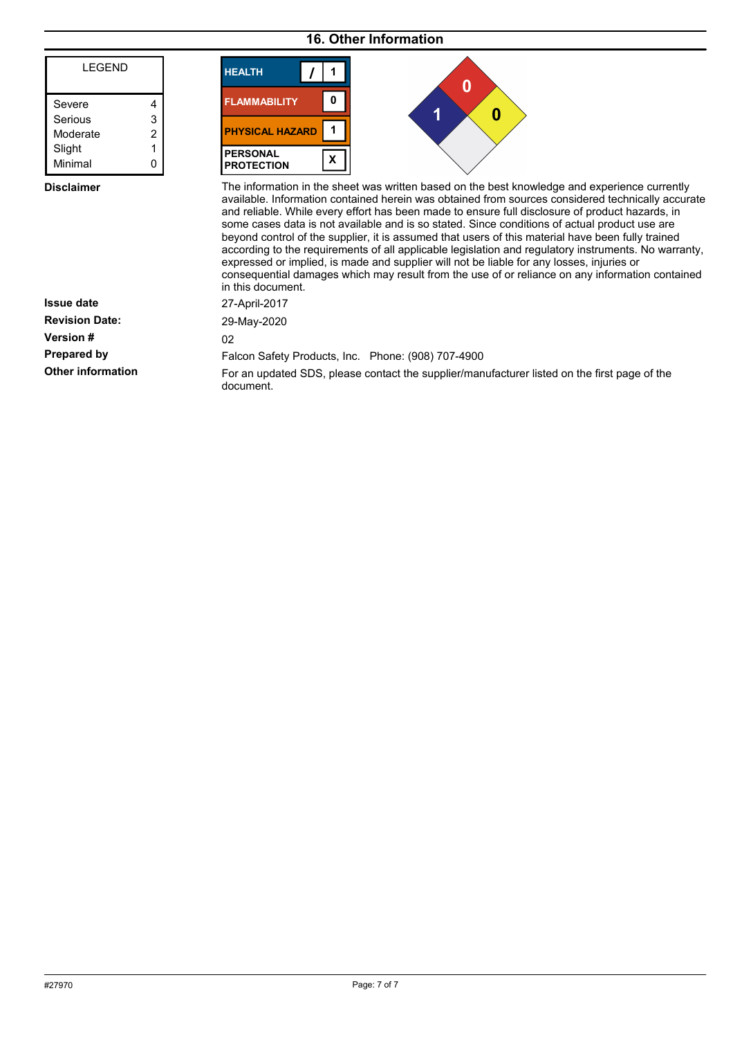## 16. Other Information

| LEGEND | |
|---|---|
| Severe | 4 |
| Serious | 3 |
| Moderate | 2 |
| Slight | 1 |
| Minimal | 0 |

| | | |
|---|---|---|
| HEALTH | / | 1 |
| FLAMMABILITY | | 0 |
| PHYSICAL HAZARD | | 1 |
| PERSONAL PROTECTION | | X |

0
1
0

**Disclaimer**

The information in the sheet was written based on the best knowledge and experience currently available. Information contained herein was obtained from sources considered technically accurate and reliable. While every effort has been made to ensure full disclosure of product hazards, in some cases data is not available and is so stated. Since conditions of actual product use are beyond control of the supplier, it is assumed that users of this material have been fully trained according to the requirements of all applicable legislation and regulatory instruments. No warranty, expressed or implied, is made and supplier will not be liable for any losses, injuries or consequential damages which may result from the use of or reliance on any information contained in this document.

**Issue date** 27-April-2017

**Revision Date:** 29-May-2020

**Version #** 02

**Prepared by** Falcon Safety Products, Inc. Phone: (908) 707-4900

**Other information** For an updated SDS, please contact the supplier/manufacturer listed on the first page of the document.

#27970